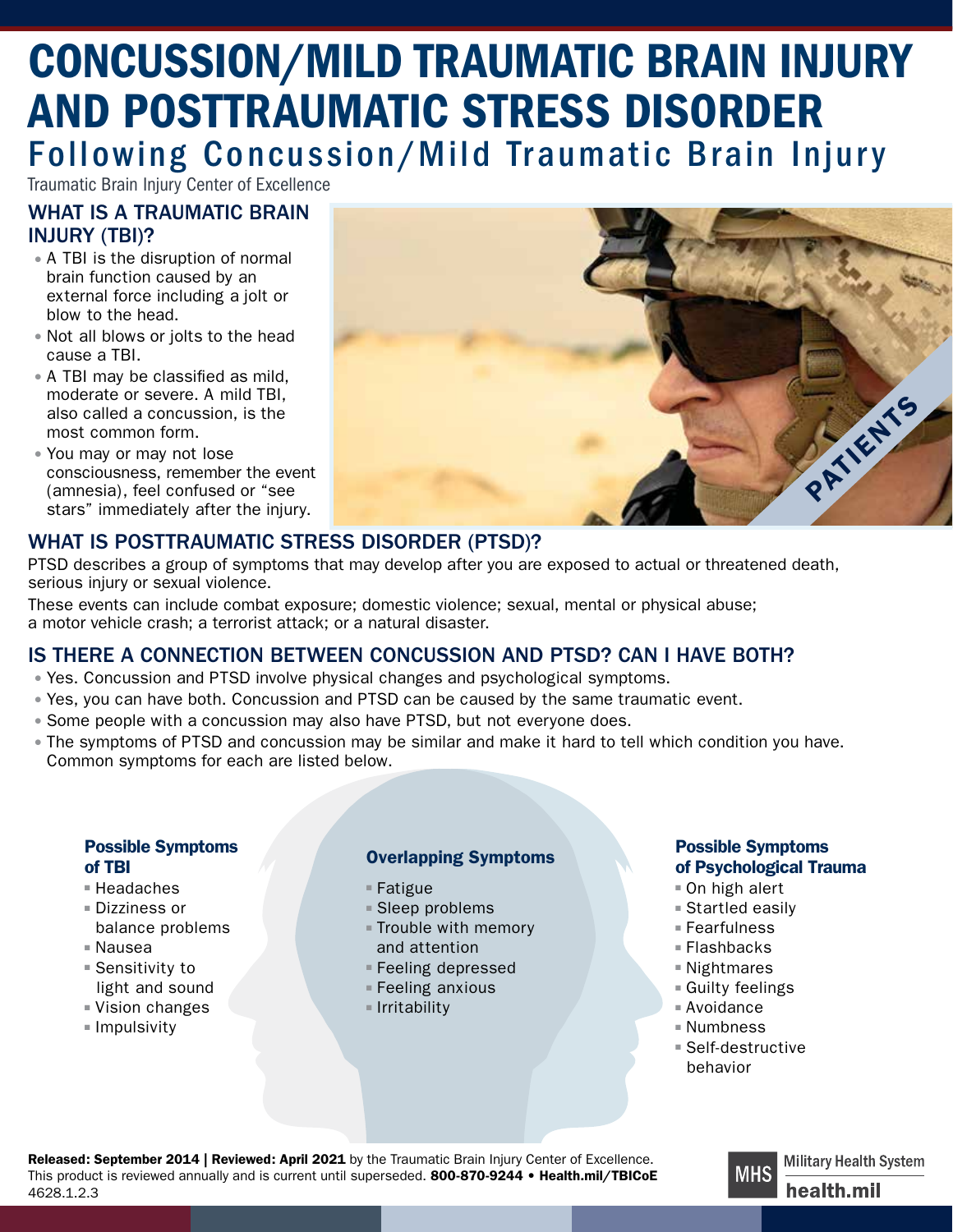# CONCUSSION/MILD TRAUMATIC BRAIN INJURY AND POSTTRAUMATIC STRESS DISORDER

## Following Concussion/Mild Traumatic Brain Injury

Traumatic Brain Injury Center of Excellence

### WHAT IS A TRAUMATIC BRAIN INJURY (TBI)?

- A TBI is the disruption of normal brain function caused by an external force including a jolt or blow to the head.
- Not all blows or jolts to the head cause a TBI.
- A TBI may be classified as mild, moderate or severe. A mild TBI, also called a concussion, is the most common form.
- You may or may not lose consciousness, remember the event (amnesia), feel confused or "see stars" immediately after the injury.

PATIENTS

### WHAT IS POSTTRAUMATIC STRESS DISORDER (PTSD)?

PTSD describes a group of symptoms that may develop after you are exposed to actual or threatened death, serious injury or sexual violence.

These events can include combat exposure; domestic violence; sexual, mental or physical abuse; a motor vehicle crash; a terrorist attack; or a natural disaster.

### IS THERE A CONNECTION BETWEEN CONCUSSION AND PTSD? CAN I HAVE BOTH?

- Yes. Concussion and PTSD involve physical changes and psychological symptoms.
- Yes, you can have both. Concussion and PTSD can be caused by the same traumatic event.
- Some people with a concussion may also have PTSD, but not everyone does.
- The symptoms of PTSD and concussion may be similar and make it hard to tell which condition you have. Common symptoms for each are listed below.

#### Possible Symptoms of TBI

- Headaches
- Dizziness or balance problems
- Nausea
- Sensitivity to light and sound
- Vision changes
- Impulsivity

#### Overlapping Symptoms

- Fatigue
- Sleep problems
- Trouble with memory and attention
- Feeling depressed
- Feeling anxious
- Irritability

#### Possible Symptoms of Psychological Trauma

- On high alert
- Startled easily
- Fearfulness
- Flashbacks
- Nightmares
- Guilty feelings
- Avoidance
- Numbness
- Self-destructive behavior

**Released: September 2014 | Reviewed: April 2021** by the Traumatic Brain Injury Center of Excellence. This product is reviewed annually and is current until superseded. **800-870-9244 • Health.mil/TBICoE**
4628.1.2.3

MHS Military Health System health.mil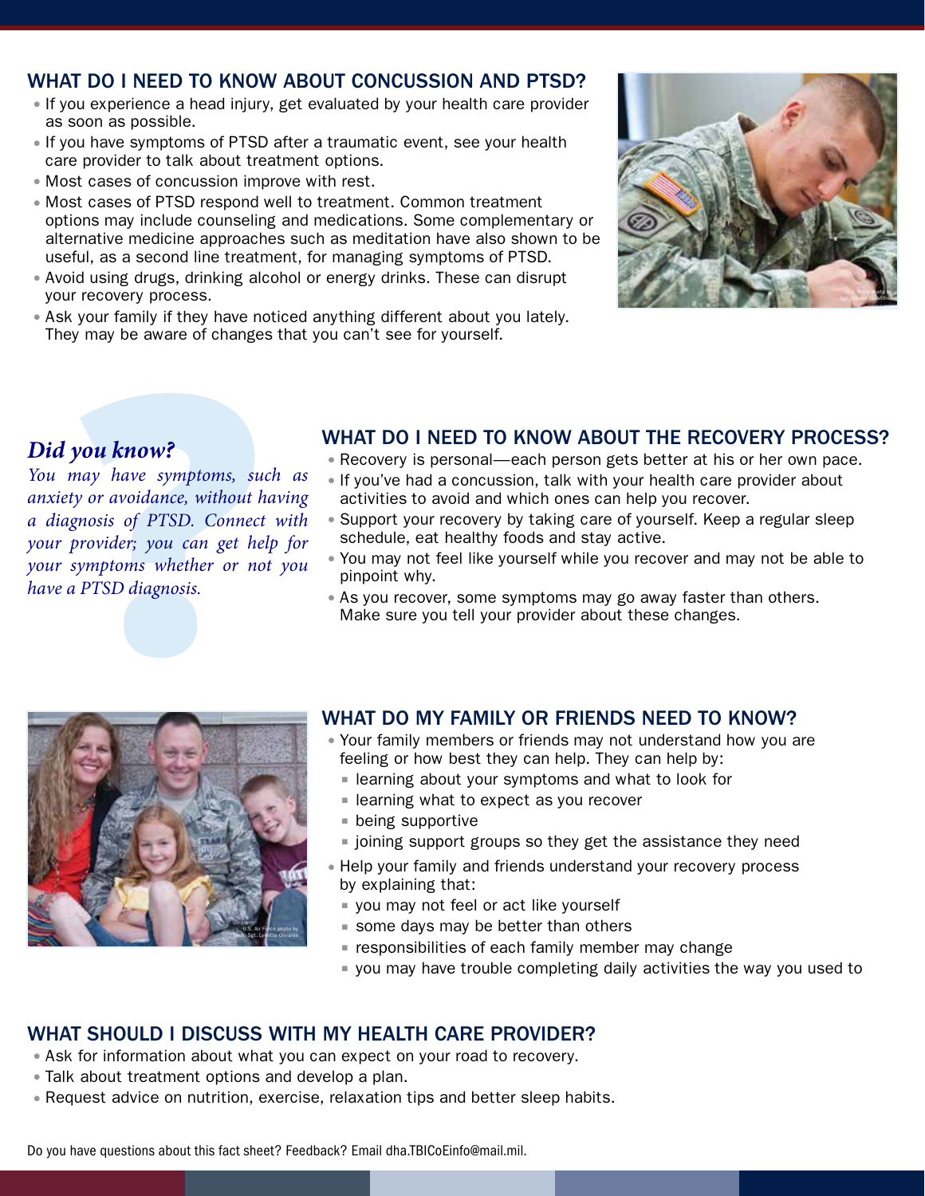## WHAT DO I NEED TO KNOW ABOUT CONCUSSION AND PTSD?

- If you experience a head injury, get evaluated by your health care provider as soon as possible.
- If you have symptoms of PTSD after a traumatic event, see your health care provider to talk about treatment options.
- Most cases of concussion improve with rest.
- Most cases of PTSD respond well to treatment. Common treatment options may include counseling and medications. Some complementary or alternative medicine approaches such as meditation have also shown to be useful, as a second line treatment, for managing symptoms of PTSD.
- Avoid using drugs, drinking alcohol or energy drinks. These can disrupt your recovery process.
- Ask your family if they have noticed anything different about you lately. They may be aware of changes that you can't see for yourself.

U.S. Army photo by Sgt. Joseph Guenther

### *Did you know?*

*You may have symptoms, such as anxiety or avoidance, without having a diagnosis of PTSD. Connect with your provider; you can get help for your symptoms whether or not you have a PTSD diagnosis.*

## WHAT DO I NEED TO KNOW ABOUT THE RECOVERY PROCESS?

- Recovery is personal—each person gets better at his or her own pace.
- If you've had a concussion, talk with your health care provider about activities to avoid and which ones can help you recover.
- Support your recovery by taking care of yourself. Keep a regular sleep schedule, eat healthy foods and stay active.
- You may not feel like yourself while you recover and may not be able to pinpoint why.
- As you recover, some symptoms may go away faster than others. Make sure you tell your provider about these changes.

U.S. Air Force photo by Tech. Sgt. Lynette Olivares

## WHAT DO MY FAMILY OR FRIENDS NEED TO KNOW?

- Your family members or friends may not understand how you are feeling or how best they can help. They can help by:
  - learning about your symptoms and what to look for
  - learning what to expect as you recover
  - being supportive
  - joining support groups so they get the assistance they need
- Help your family and friends understand your recovery process by explaining that:
  - you may not feel or act like yourself
  - some days may be better than others
  - responsibilities of each family member may change
  - you may have trouble completing daily activities the way you used to

## WHAT SHOULD I DISCUSS WITH MY HEALTH CARE PROVIDER?

- Ask for information about what you can expect on your road to recovery.
- Talk about treatment options and develop a plan.
- Request advice on nutrition, exercise, relaxation tips and better sleep habits.

Do you have questions about this fact sheet? Feedback? Email dha.TBICoEinfo@mail.mil.